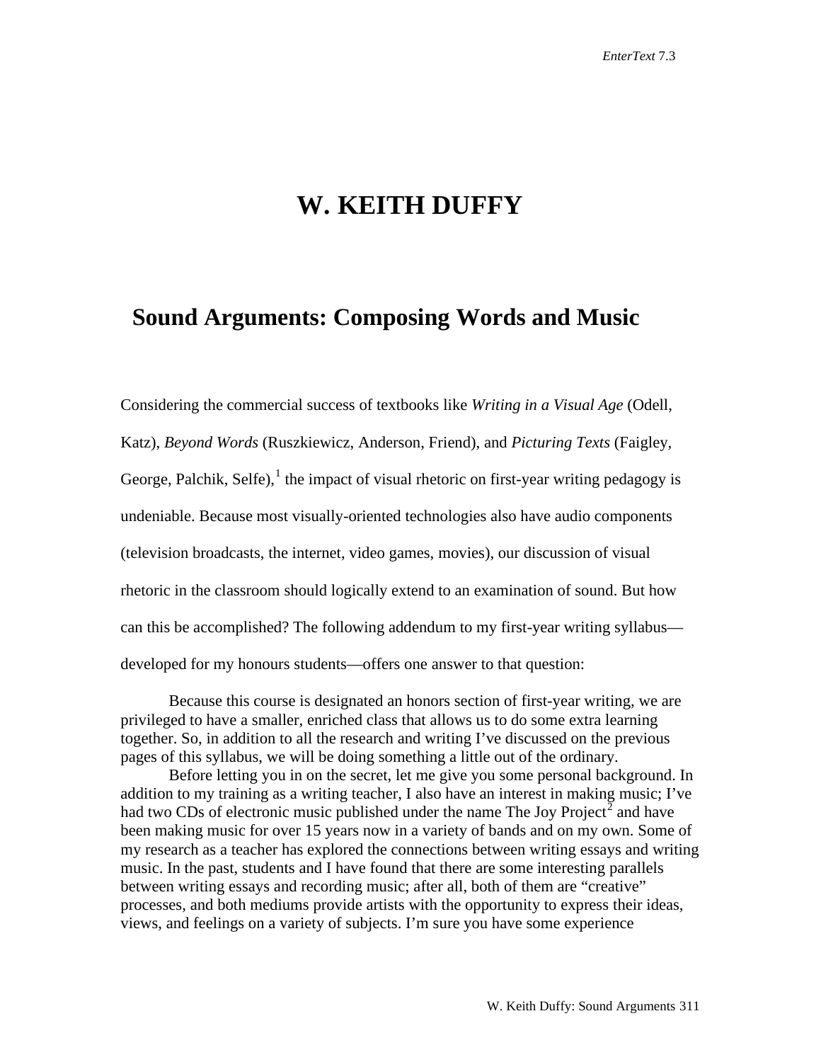# W. KEITH DUFFY

## Sound Arguments: Composing Words and Music

Considering the commercial success of textbooks like *Writing in a Visual Age* (Odell, Katz), *Beyond Words* (Ruszkiewicz, Anderson, Friend), and *Picturing Texts* (Faigley, George, Palchik, Selfe),[1] the impact of visual rhetoric on first-year writing pedagogy is undeniable. Because most visually-oriented technologies also have audio components (television broadcasts, the internet, video games, movies), our discussion of visual rhetoric in the classroom should logically extend to an examination of sound. But how can this be accomplished? The following addendum to my first-year writing syllabus—developed for my honours students—offers one answer to that question:

> Because this course is designated an honors section of first-year writing, we are privileged to have a smaller, enriched class that allows us to do some extra learning together. So, in addition to all the research and writing I've discussed on the previous pages of this syllabus, we will be doing something a little out of the ordinary.
>
> Before letting you in on the secret, let me give you some personal background. In addition to my training as a writing teacher, I also have an interest in making music; I've had two CDs of electronic music published under the name The Joy Project[2] and have been making music for over 15 years now in a variety of bands and on my own. Some of my research as a teacher has explored the connections between writing essays and writing music. In the past, students and I have found that there are some interesting parallels between writing essays and recording music; after all, both of them are "creative" processes, and both mediums provide artists with the opportunity to express their ideas, views, and feelings on a variety of subjects. I'm sure you have some experience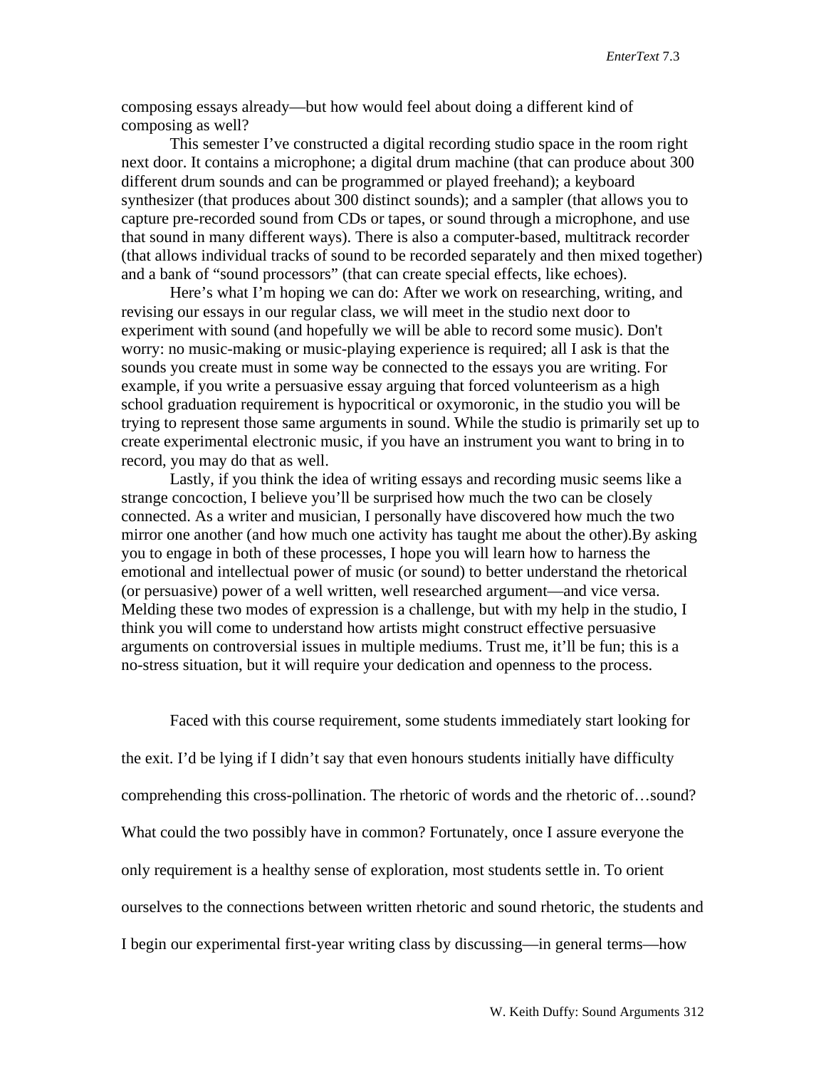composing essays already—but how would feel about doing a different kind of composing as well?

This semester I've constructed a digital recording studio space in the room right next door. It contains a microphone; a digital drum machine (that can produce about 300 different drum sounds and can be programmed or played freehand); a keyboard synthesizer (that produces about 300 distinct sounds); and a sampler (that allows you to capture pre-recorded sound from CDs or tapes, or sound through a microphone, and use that sound in many different ways). There is also a computer-based, multitrack recorder (that allows individual tracks of sound to be recorded separately and then mixed together) and a bank of "sound processors" (that can create special effects, like echoes).

Here's what I'm hoping we can do: After we work on researching, writing, and revising our essays in our regular class, we will meet in the studio next door to experiment with sound (and hopefully we will be able to record some music). Don't worry: no music-making or music-playing experience is required; all I ask is that the sounds you create must in some way be connected to the essays you are writing. For example, if you write a persuasive essay arguing that forced volunteerism as a high school graduation requirement is hypocritical or oxymoronic, in the studio you will be trying to represent those same arguments in sound. While the studio is primarily set up to create experimental electronic music, if you have an instrument you want to bring in to record, you may do that as well.

Lastly, if you think the idea of writing essays and recording music seems like a strange concoction, I believe you'll be surprised how much the two can be closely connected. As a writer and musician, I personally have discovered how much the two mirror one another (and how much one activity has taught me about the other).By asking you to engage in both of these processes, I hope you will learn how to harness the emotional and intellectual power of music (or sound) to better understand the rhetorical (or persuasive) power of a well written, well researched argument—and vice versa. Melding these two modes of expression is a challenge, but with my help in the studio, I think you will come to understand how artists might construct effective persuasive arguments on controversial issues in multiple mediums. Trust me, it'll be fun; this is a no-stress situation, but it will require your dedication and openness to the process.

Faced with this course requirement, some students immediately start looking for the exit. I'd be lying if I didn't say that even honours students initially have difficulty comprehending this cross-pollination. The rhetoric of words and the rhetoric of…sound? What could the two possibly have in common? Fortunately, once I assure everyone the only requirement is a healthy sense of exploration, most students settle in. To orient ourselves to the connections between written rhetoric and sound rhetoric, the students and I begin our experimental first-year writing class by discussing—in general terms—how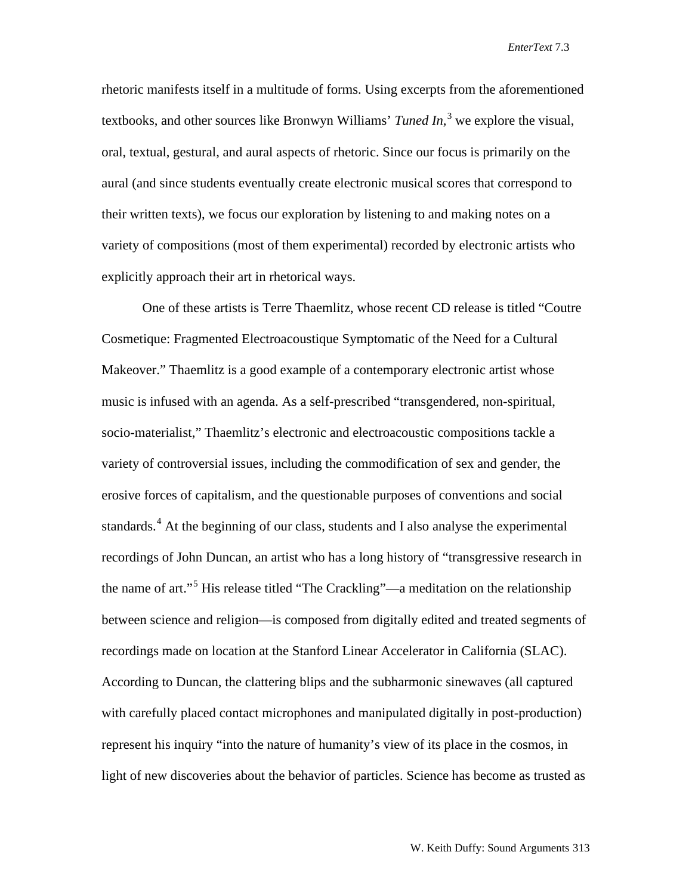rhetoric manifests itself in a multitude of forms. Using excerpts from the aforementioned textbooks, and other sources like Bronwyn Williams' *Tuned In*,[3] we explore the visual, oral, textual, gestural, and aural aspects of rhetoric. Since our focus is primarily on the aural (and since students eventually create electronic musical scores that correspond to their written texts), we focus our exploration by listening to and making notes on a variety of compositions (most of them experimental) recorded by electronic artists who explicitly approach their art in rhetorical ways.

One of these artists is Terre Thaemlitz, whose recent CD release is titled "Coutre Cosmetique: Fragmented Electroacoustique Symptomatic of the Need for a Cultural Makeover." Thaemlitz is a good example of a contemporary electronic artist whose music is infused with an agenda. As a self-prescribed "transgendered, non-spiritual, socio-materialist," Thaemlitz's electronic and electroacoustic compositions tackle a variety of controversial issues, including the commodification of sex and gender, the erosive forces of capitalism, and the questionable purposes of conventions and social standards.[4] At the beginning of our class, students and I also analyse the experimental recordings of John Duncan, an artist who has a long history of "transgressive research in the name of art."[5] His release titled "The Crackling"—a meditation on the relationship between science and religion—is composed from digitally edited and treated segments of recordings made on location at the Stanford Linear Accelerator in California (SLAC). According to Duncan, the clattering blips and the subharmonic sinewaves (all captured with carefully placed contact microphones and manipulated digitally in post-production) represent his inquiry "into the nature of humanity's view of its place in the cosmos, in light of new discoveries about the behavior of particles. Science has become as trusted as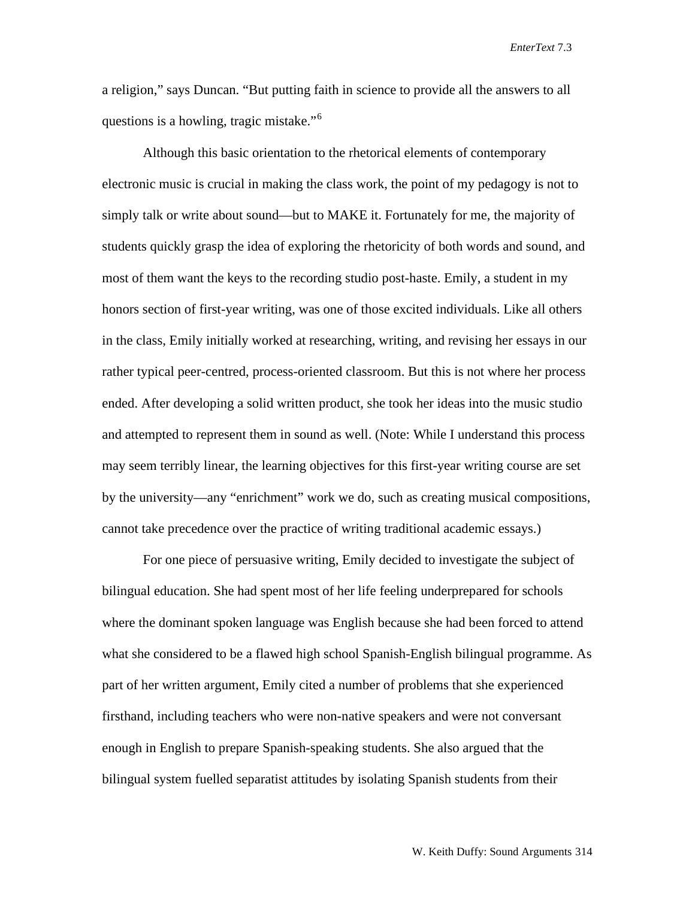a religion," says Duncan. "But putting faith in science to provide all the answers to all questions is a howling, tragic mistake."[6]

Although this basic orientation to the rhetorical elements of contemporary electronic music is crucial in making the class work, the point of my pedagogy is not to simply talk or write about sound—but to MAKE it. Fortunately for me, the majority of students quickly grasp the idea of exploring the rhetoricity of both words and sound, and most of them want the keys to the recording studio post-haste. Emily, a student in my honors section of first-year writing, was one of those excited individuals. Like all others in the class, Emily initially worked at researching, writing, and revising her essays in our rather typical peer-centred, process-oriented classroom. But this is not where her process ended. After developing a solid written product, she took her ideas into the music studio and attempted to represent them in sound as well. (Note: While I understand this process may seem terribly linear, the learning objectives for this first-year writing course are set by the university—any "enrichment" work we do, such as creating musical compositions, cannot take precedence over the practice of writing traditional academic essays.)

For one piece of persuasive writing, Emily decided to investigate the subject of bilingual education. She had spent most of her life feeling underprepared for schools where the dominant spoken language was English because she had been forced to attend what she considered to be a flawed high school Spanish-English bilingual programme. As part of her written argument, Emily cited a number of problems that she experienced firsthand, including teachers who were non-native speakers and were not conversant enough in English to prepare Spanish-speaking students. She also argued that the bilingual system fuelled separatist attitudes by isolating Spanish students from their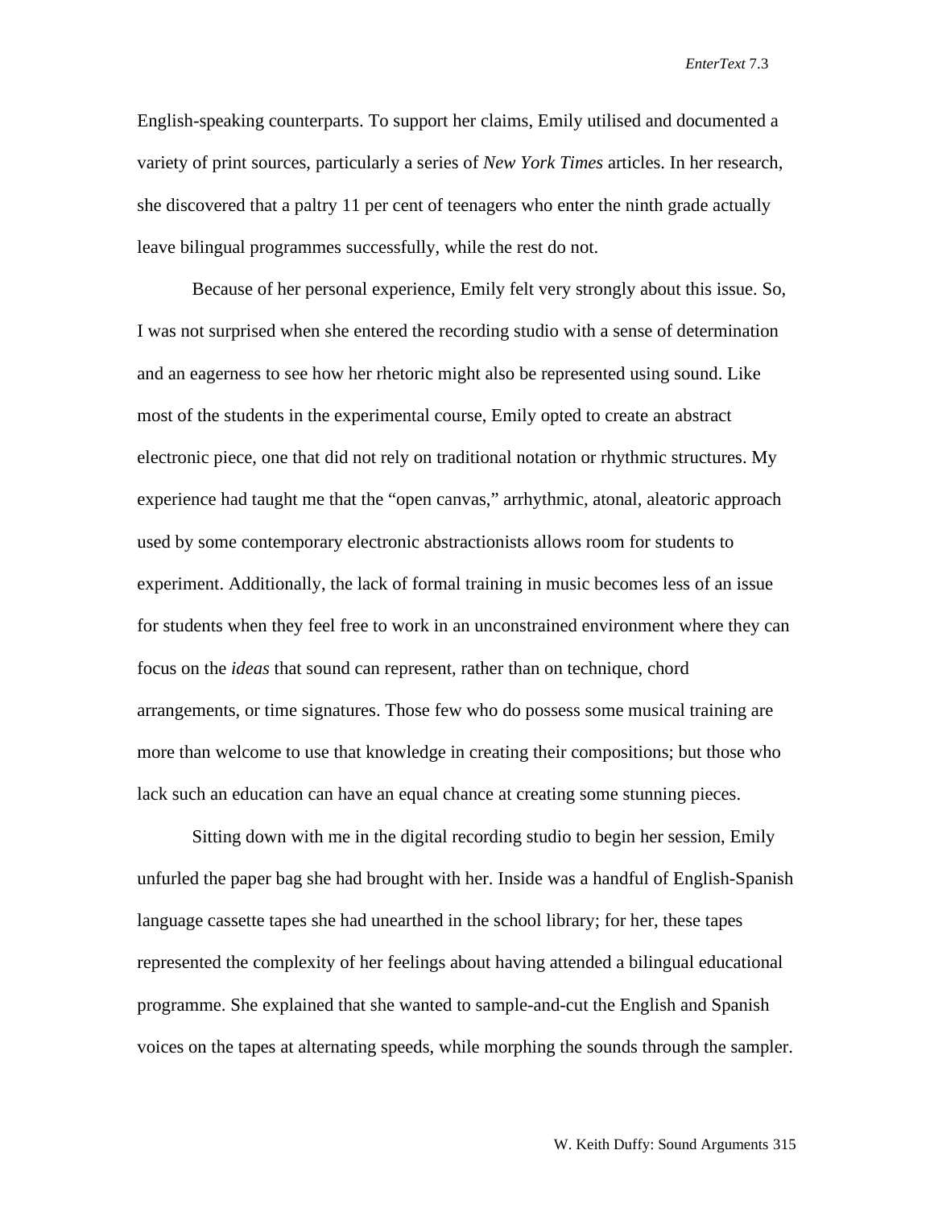English-speaking counterparts. To support her claims, Emily utilised and documented a variety of print sources, particularly a series of *New York Times* articles. In her research, she discovered that a paltry 11 per cent of teenagers who enter the ninth grade actually leave bilingual programmes successfully, while the rest do not.

Because of her personal experience, Emily felt very strongly about this issue. So, I was not surprised when she entered the recording studio with a sense of determination and an eagerness to see how her rhetoric might also be represented using sound. Like most of the students in the experimental course, Emily opted to create an abstract electronic piece, one that did not rely on traditional notation or rhythmic structures. My experience had taught me that the "open canvas," arrhythmic, atonal, aleatoric approach used by some contemporary electronic abstractionists allows room for students to experiment. Additionally, the lack of formal training in music becomes less of an issue for students when they feel free to work in an unconstrained environment where they can focus on the *ideas* that sound can represent, rather than on technique, chord arrangements, or time signatures. Those few who do possess some musical training are more than welcome to use that knowledge in creating their compositions; but those who lack such an education can have an equal chance at creating some stunning pieces.

Sitting down with me in the digital recording studio to begin her session, Emily unfurled the paper bag she had brought with her. Inside was a handful of English-Spanish language cassette tapes she had unearthed in the school library; for her, these tapes represented the complexity of her feelings about having attended a bilingual educational programme. She explained that she wanted to sample-and-cut the English and Spanish voices on the tapes at alternating speeds, while morphing the sounds through the sampler.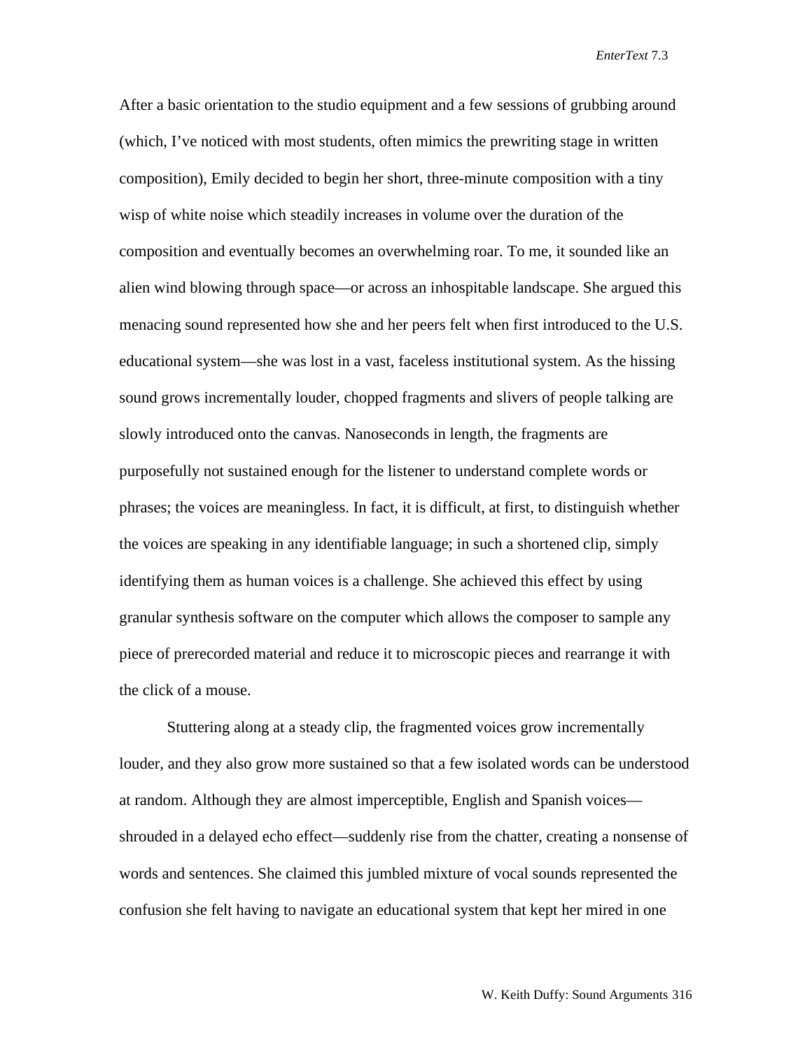After a basic orientation to the studio equipment and a few sessions of grubbing around (which, I've noticed with most students, often mimics the prewriting stage in written composition), Emily decided to begin her short, three-minute composition with a tiny wisp of white noise which steadily increases in volume over the duration of the composition and eventually becomes an overwhelming roar. To me, it sounded like an alien wind blowing through space—or across an inhospitable landscape. She argued this menacing sound represented how she and her peers felt when first introduced to the U.S. educational system—she was lost in a vast, faceless institutional system. As the hissing sound grows incrementally louder, chopped fragments and slivers of people talking are slowly introduced onto the canvas. Nanoseconds in length, the fragments are purposefully not sustained enough for the listener to understand complete words or phrases; the voices are meaningless. In fact, it is difficult, at first, to distinguish whether the voices are speaking in any identifiable language; in such a shortened clip, simply identifying them as human voices is a challenge. She achieved this effect by using granular synthesis software on the computer which allows the composer to sample any piece of prerecorded material and reduce it to microscopic pieces and rearrange it with the click of a mouse.

Stuttering along at a steady clip, the fragmented voices grow incrementally louder, and they also grow more sustained so that a few isolated words can be understood at random. Although they are almost imperceptible, English and Spanish voices—shrouded in a delayed echo effect—suddenly rise from the chatter, creating a nonsense of words and sentences. She claimed this jumbled mixture of vocal sounds represented the confusion she felt having to navigate an educational system that kept her mired in one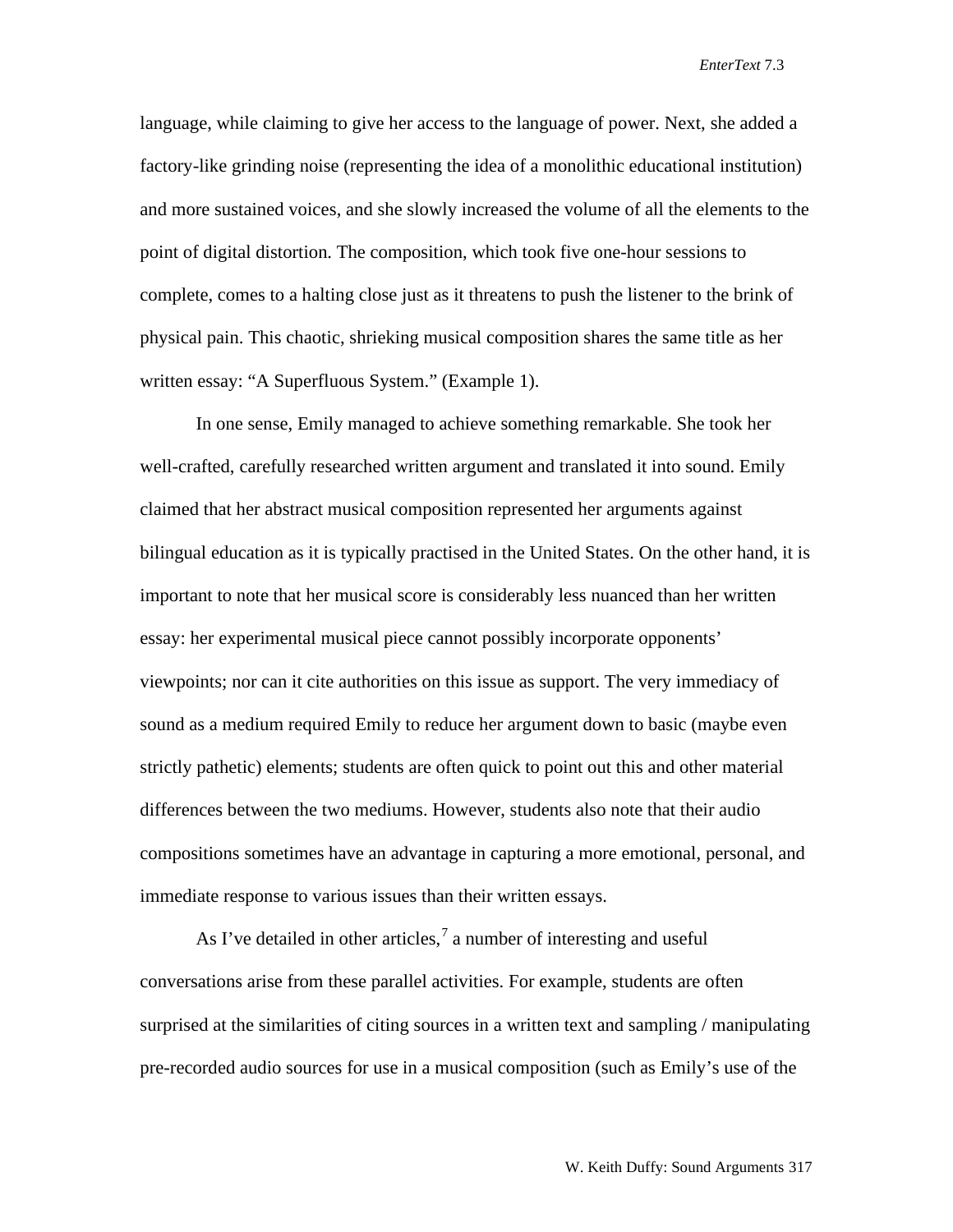language, while claiming to give her access to the language of power. Next, she added a factory-like grinding noise (representing the idea of a monolithic educational institution) and more sustained voices, and she slowly increased the volume of all the elements to the point of digital distortion. The composition, which took five one-hour sessions to complete, comes to a halting close just as it threatens to push the listener to the brink of physical pain. This chaotic, shrieking musical composition shares the same title as her written essay: "A Superfluous System." (Example 1).

In one sense, Emily managed to achieve something remarkable. She took her well-crafted, carefully researched written argument and translated it into sound. Emily claimed that her abstract musical composition represented her arguments against bilingual education as it is typically practised in the United States. On the other hand, it is important to note that her musical score is considerably less nuanced than her written essay: her experimental musical piece cannot possibly incorporate opponents' viewpoints; nor can it cite authorities on this issue as support. The very immediacy of sound as a medium required Emily to reduce her argument down to basic (maybe even strictly pathetic) elements; students are often quick to point out this and other material differences between the two mediums. However, students also note that their audio compositions sometimes have an advantage in capturing a more emotional, personal, and immediate response to various issues than their written essays.

As I've detailed in other articles,[7] a number of interesting and useful conversations arise from these parallel activities. For example, students are often surprised at the similarities of citing sources in a written text and sampling / manipulating pre-recorded audio sources for use in a musical composition (such as Emily's use of the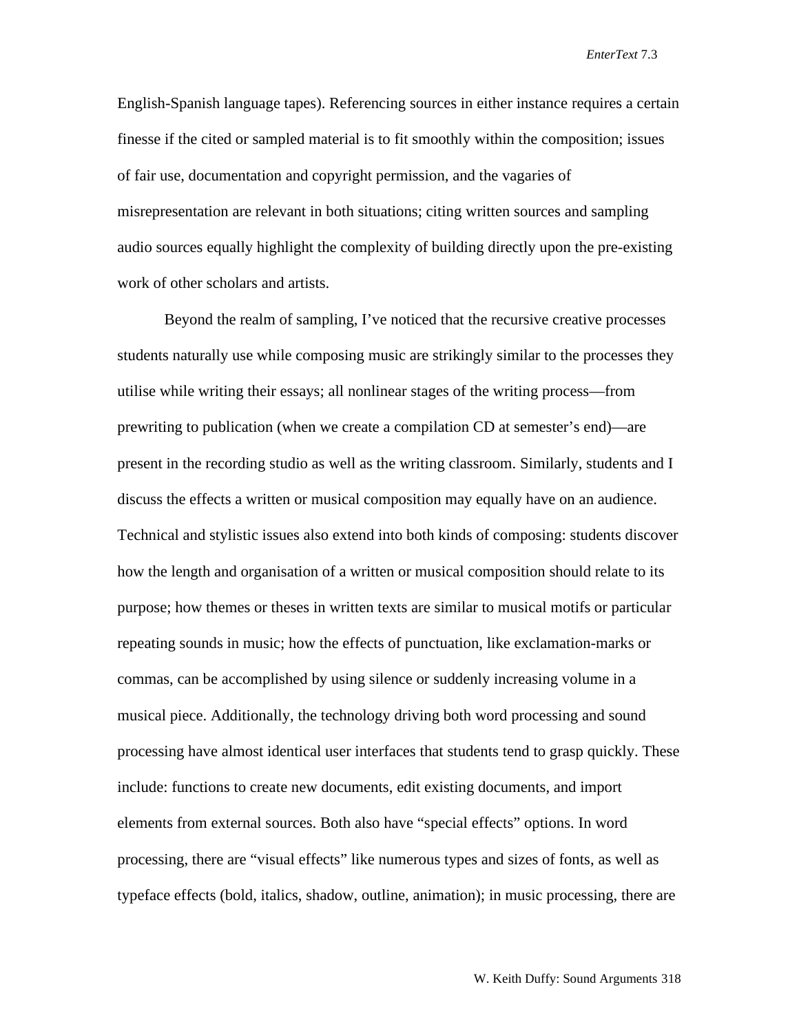English-Spanish language tapes). Referencing sources in either instance requires a certain finesse if the cited or sampled material is to fit smoothly within the composition; issues of fair use, documentation and copyright permission, and the vagaries of misrepresentation are relevant in both situations; citing written sources and sampling audio sources equally highlight the complexity of building directly upon the pre-existing work of other scholars and artists.

Beyond the realm of sampling, I've noticed that the recursive creative processes students naturally use while composing music are strikingly similar to the processes they utilise while writing their essays; all nonlinear stages of the writing process—from prewriting to publication (when we create a compilation CD at semester's end)—are present in the recording studio as well as the writing classroom. Similarly, students and I discuss the effects a written or musical composition may equally have on an audience. Technical and stylistic issues also extend into both kinds of composing: students discover how the length and organisation of a written or musical composition should relate to its purpose; how themes or theses in written texts are similar to musical motifs or particular repeating sounds in music; how the effects of punctuation, like exclamation-marks or commas, can be accomplished by using silence or suddenly increasing volume in a musical piece. Additionally, the technology driving both word processing and sound processing have almost identical user interfaces that students tend to grasp quickly. These include: functions to create new documents, edit existing documents, and import elements from external sources. Both also have "special effects" options. In word processing, there are "visual effects" like numerous types and sizes of fonts, as well as typeface effects (bold, italics, shadow, outline, animation); in music processing, there are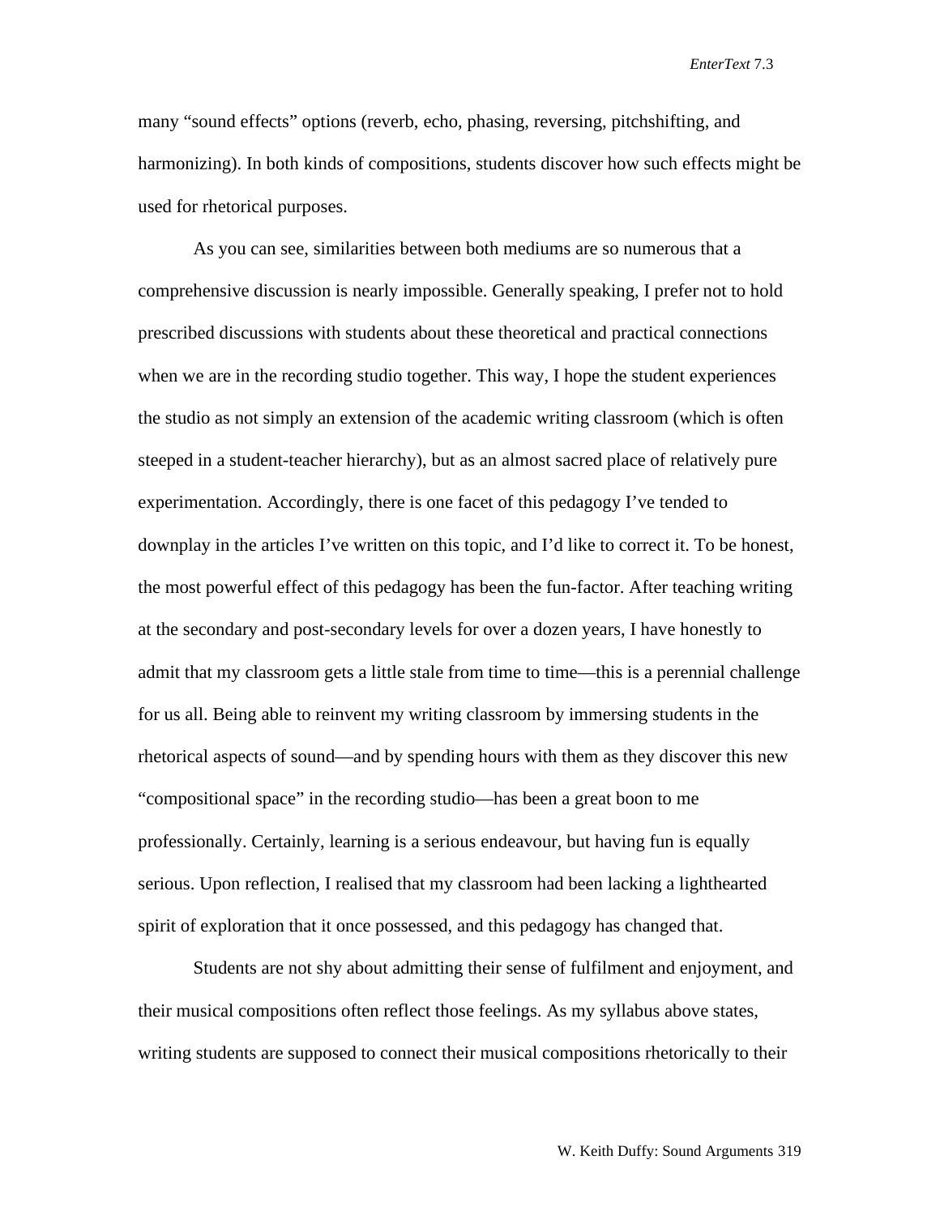many "sound effects" options (reverb, echo, phasing, reversing, pitchshifting, and harmonizing). In both kinds of compositions, students discover how such effects might be used for rhetorical purposes.

As you can see, similarities between both mediums are so numerous that a comprehensive discussion is nearly impossible. Generally speaking, I prefer not to hold prescribed discussions with students about these theoretical and practical connections when we are in the recording studio together. This way, I hope the student experiences the studio as not simply an extension of the academic writing classroom (which is often steeped in a student-teacher hierarchy), but as an almost sacred place of relatively pure experimentation. Accordingly, there is one facet of this pedagogy I've tended to downplay in the articles I've written on this topic, and I'd like to correct it. To be honest, the most powerful effect of this pedagogy has been the fun-factor. After teaching writing at the secondary and post-secondary levels for over a dozen years, I have honestly to admit that my classroom gets a little stale from time to time—this is a perennial challenge for us all. Being able to reinvent my writing classroom by immersing students in the rhetorical aspects of sound—and by spending hours with them as they discover this new "compositional space" in the recording studio—has been a great boon to me professionally. Certainly, learning is a serious endeavour, but having fun is equally serious. Upon reflection, I realised that my classroom had been lacking a lighthearted spirit of exploration that it once possessed, and this pedagogy has changed that.

Students are not shy about admitting their sense of fulfilment and enjoyment, and their musical compositions often reflect those feelings. As my syllabus above states, writing students are supposed to connect their musical compositions rhetorically to their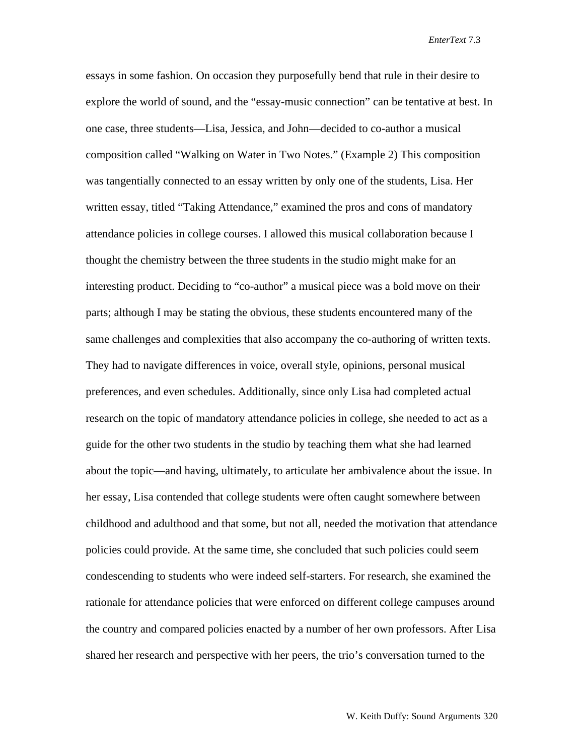essays in some fashion. On occasion they purposefully bend that rule in their desire to explore the world of sound, and the "essay-music connection" can be tentative at best. In one case, three students—Lisa, Jessica, and John—decided to co-author a musical composition called "Walking on Water in Two Notes." (Example 2) This composition was tangentially connected to an essay written by only one of the students, Lisa. Her written essay, titled "Taking Attendance," examined the pros and cons of mandatory attendance policies in college courses. I allowed this musical collaboration because I thought the chemistry between the three students in the studio might make for an interesting product. Deciding to "co-author" a musical piece was a bold move on their parts; although I may be stating the obvious, these students encountered many of the same challenges and complexities that also accompany the co-authoring of written texts. They had to navigate differences in voice, overall style, opinions, personal musical preferences, and even schedules. Additionally, since only Lisa had completed actual research on the topic of mandatory attendance policies in college, she needed to act as a guide for the other two students in the studio by teaching them what she had learned about the topic—and having, ultimately, to articulate her ambivalence about the issue. In her essay, Lisa contended that college students were often caught somewhere between childhood and adulthood and that some, but not all, needed the motivation that attendance policies could provide. At the same time, she concluded that such policies could seem condescending to students who were indeed self-starters. For research, she examined the rationale for attendance policies that were enforced on different college campuses around the country and compared policies enacted by a number of her own professors. After Lisa shared her research and perspective with her peers, the trio's conversation turned to the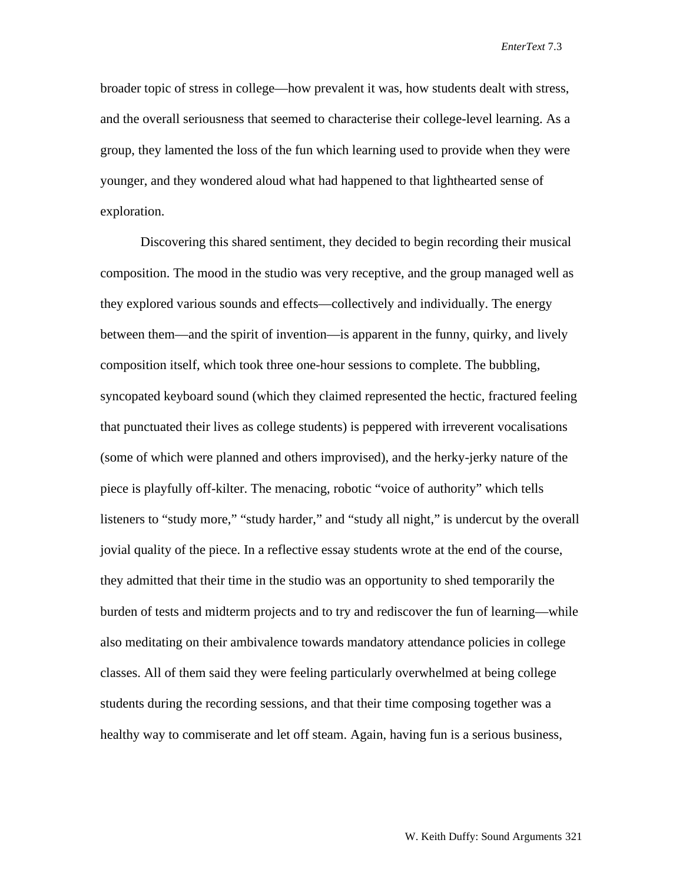broader topic of stress in college—how prevalent it was, how students dealt with stress, and the overall seriousness that seemed to characterise their college-level learning. As a group, they lamented the loss of the fun which learning used to provide when they were younger, and they wondered aloud what had happened to that lighthearted sense of exploration.

Discovering this shared sentiment, they decided to begin recording their musical composition. The mood in the studio was very receptive, and the group managed well as they explored various sounds and effects—collectively and individually. The energy between them—and the spirit of invention—is apparent in the funny, quirky, and lively composition itself, which took three one-hour sessions to complete. The bubbling, syncopated keyboard sound (which they claimed represented the hectic, fractured feeling that punctuated their lives as college students) is peppered with irreverent vocalisations (some of which were planned and others improvised), and the herky-jerky nature of the piece is playfully off-kilter. The menacing, robotic "voice of authority" which tells listeners to "study more," "study harder," and "study all night," is undercut by the overall jovial quality of the piece. In a reflective essay students wrote at the end of the course, they admitted that their time in the studio was an opportunity to shed temporarily the burden of tests and midterm projects and to try and rediscover the fun of learning—while also meditating on their ambivalence towards mandatory attendance policies in college classes. All of them said they were feeling particularly overwhelmed at being college students during the recording sessions, and that their time composing together was a healthy way to commiserate and let off steam. Again, having fun is a serious business,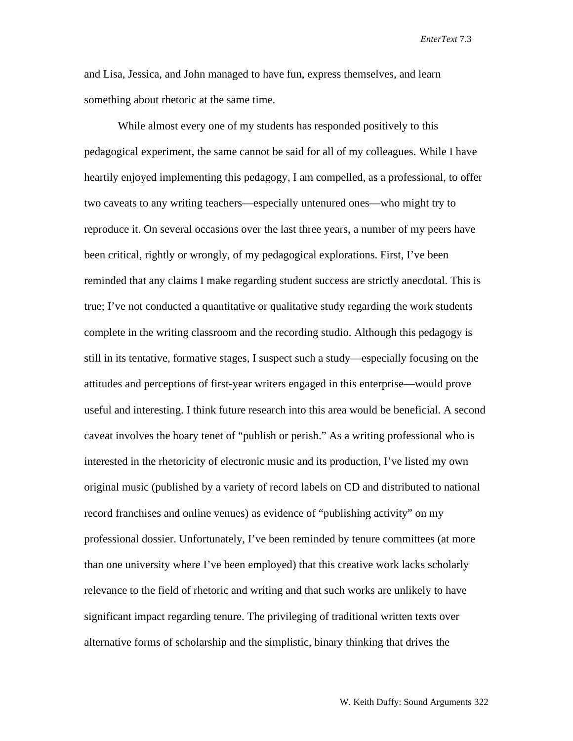and Lisa, Jessica, and John managed to have fun, express themselves, and learn something about rhetoric at the same time.

While almost every one of my students has responded positively to this pedagogical experiment, the same cannot be said for all of my colleagues. While I have heartily enjoyed implementing this pedagogy, I am compelled, as a professional, to offer two caveats to any writing teachers—especially untenured ones—who might try to reproduce it. On several occasions over the last three years, a number of my peers have been critical, rightly or wrongly, of my pedagogical explorations. First, I've been reminded that any claims I make regarding student success are strictly anecdotal. This is true; I've not conducted a quantitative or qualitative study regarding the work students complete in the writing classroom and the recording studio. Although this pedagogy is still in its tentative, formative stages, I suspect such a study—especially focusing on the attitudes and perceptions of first-year writers engaged in this enterprise—would prove useful and interesting. I think future research into this area would be beneficial. A second caveat involves the hoary tenet of "publish or perish." As a writing professional who is interested in the rhetoricity of electronic music and its production, I've listed my own original music (published by a variety of record labels on CD and distributed to national record franchises and online venues) as evidence of "publishing activity" on my professional dossier. Unfortunately, I've been reminded by tenure committees (at more than one university where I've been employed) that this creative work lacks scholarly relevance to the field of rhetoric and writing and that such works are unlikely to have significant impact regarding tenure. The privileging of traditional written texts over alternative forms of scholarship and the simplistic, binary thinking that drives the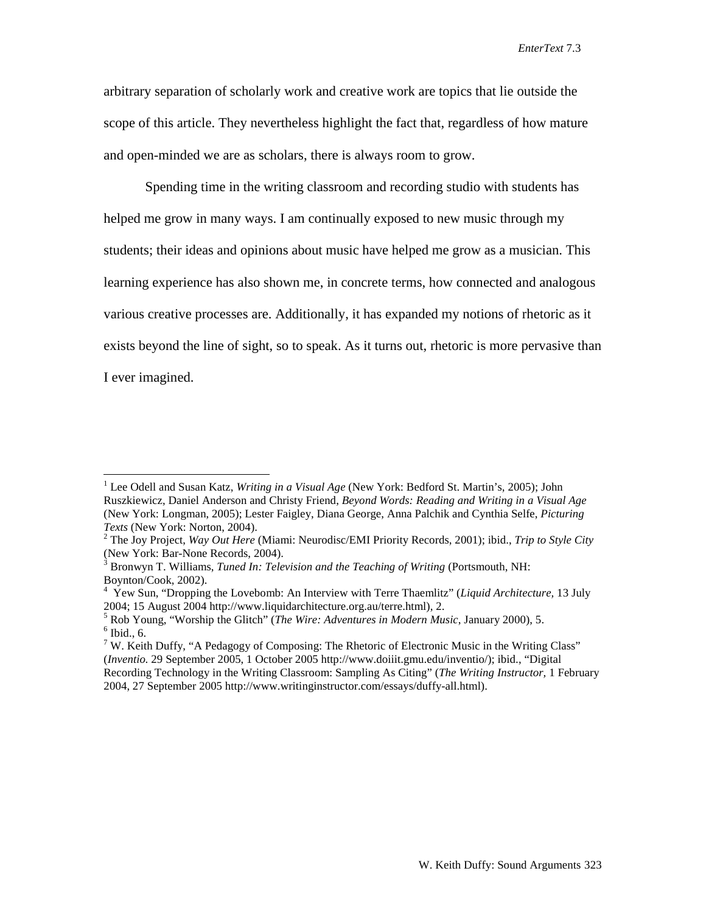arbitrary separation of scholarly work and creative work are topics that lie outside the scope of this article. They nevertheless highlight the fact that, regardless of how mature and open-minded we are as scholars, there is always room to grow.

Spending time in the writing classroom and recording studio with students has helped me grow in many ways. I am continually exposed to new music through my students; their ideas and opinions about music have helped me grow as a musician. This learning experience has also shown me, in concrete terms, how connected and analogous various creative processes are. Additionally, it has expanded my notions of rhetoric as it exists beyond the line of sight, so to speak. As it turns out, rhetoric is more pervasive than I ever imagined.

---

[1] Lee Odell and Susan Katz, *Writing in a Visual Age* (New York: Bedford St. Martin's, 2005); John Ruszkiewicz, Daniel Anderson and Christy Friend, *Beyond Words: Reading and Writing in a Visual Age* (New York: Longman, 2005); Lester Faigley, Diana George, Anna Palchik and Cynthia Selfe, *Picturing Texts* (New York: Norton, 2004).

[2] The Joy Project, *Way Out Here* (Miami: Neurodisc/EMI Priority Records, 2001); ibid., *Trip to Style City* (New York: Bar-None Records, 2004).

[3] Bronwyn T. Williams, *Tuned In: Television and the Teaching of Writing* (Portsmouth, NH: Boynton/Cook, 2002).

[4] Yew Sun, "Dropping the Lovebomb: An Interview with Terre Thaemlitz" (*Liquid Architecture*, 13 July 2004; 15 August 2004 http://www.liquidarchitecture.org.au/terre.html), 2.

[5] Rob Young, "Worship the Glitch" (*The Wire: Adventures in Modern Music*, January 2000), 5.

[6] Ibid., 6.

[7] W. Keith Duffy, "A Pedagogy of Composing: The Rhetoric of Electronic Music in the Writing Class" (*Inventio.* 29 September 2005, 1 October 2005 http://www.doiiit.gmu.edu/inventio/); ibid., "Digital Recording Technology in the Writing Classroom: Sampling As Citing" (*The Writing Instructor,* 1 February 2004, 27 September 2005 http://www.writinginstructor.com/essays/duffy-all.html).